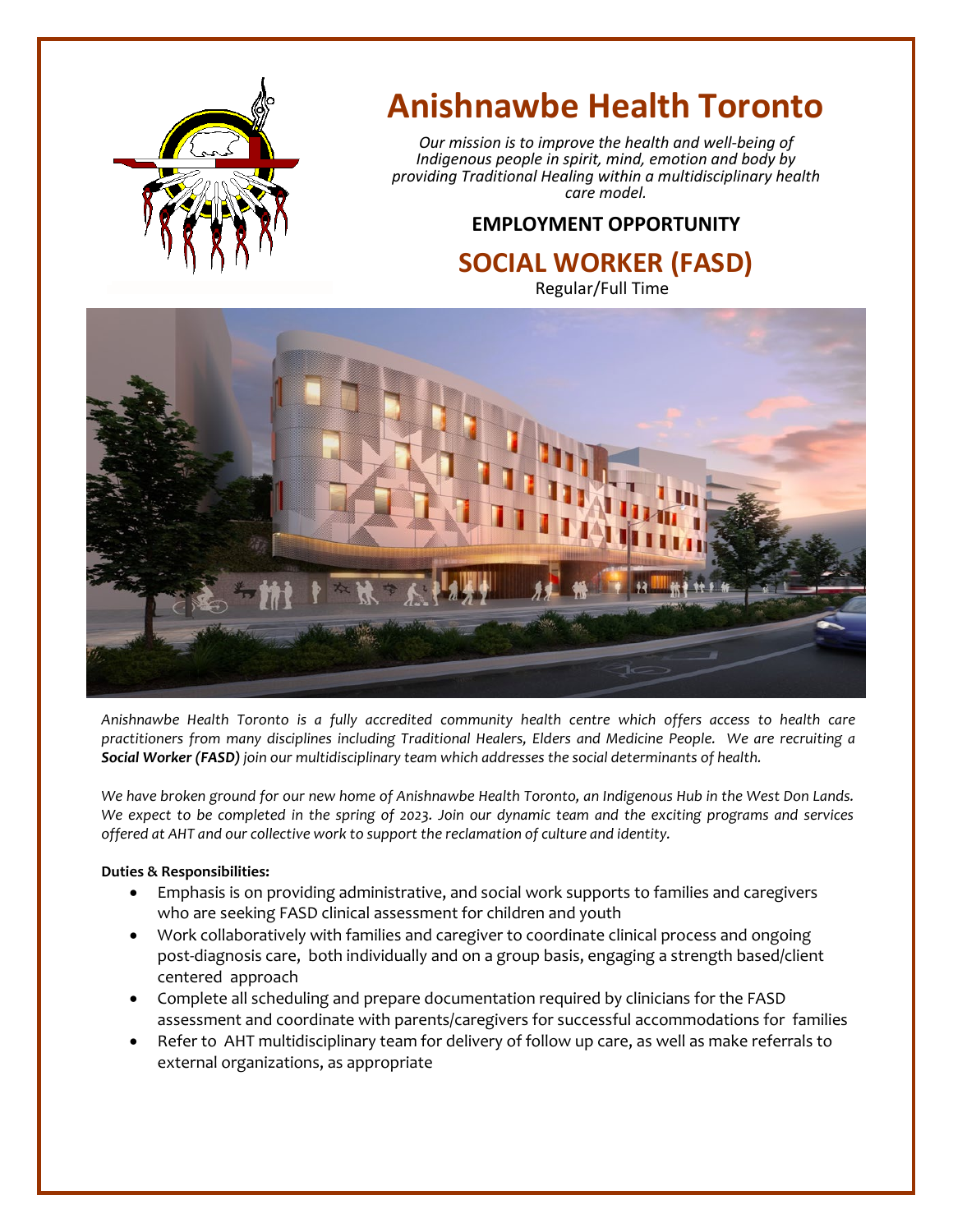# Anishnawbe Health Toronto

*Our mission is to improve the health and well-being of Indigenous people in spirit, mind, emotion and body by providing Traditional Healing within a multidisciplinary health care model.*

**EMPLOYMENT OPPORTUNITY**

## SOCIAL WORKER (FASD)

Regular/Full Time

*Anishnawbe Health Toronto is a fully accredited community health centre which offers access to health care practitioners from many disciplines including Traditional Healers, Elders and Medicine People. We are recruiting a **Social Worker (FASD)** join our multidisciplinary team which addresses the social determinants of health.*

*We have broken ground for our new home of Anishnawbe Health Toronto, an Indigenous Hub in the West Don Lands. We expect to be completed in the spring of 2023. Join our dynamic team and the exciting programs and services offered at AHT and our collective work to support the reclamation of culture and identity.*

**Duties & Responsibilities:**

- Emphasis is on providing administrative, and social work supports to families and caregivers who are seeking FASD clinical assessment for children and youth
- Work collaboratively with families and caregiver to coordinate clinical process and ongoing post-diagnosis care, both individually and on a group basis, engaging a strength based/client centered approach
- Complete all scheduling and prepare documentation required by clinicians for the FASD assessment and coordinate with parents/caregivers for successful accommodations for families
- Refer to AHT multidisciplinary team for delivery of follow up care, as well as make referrals to external organizations, as appropriate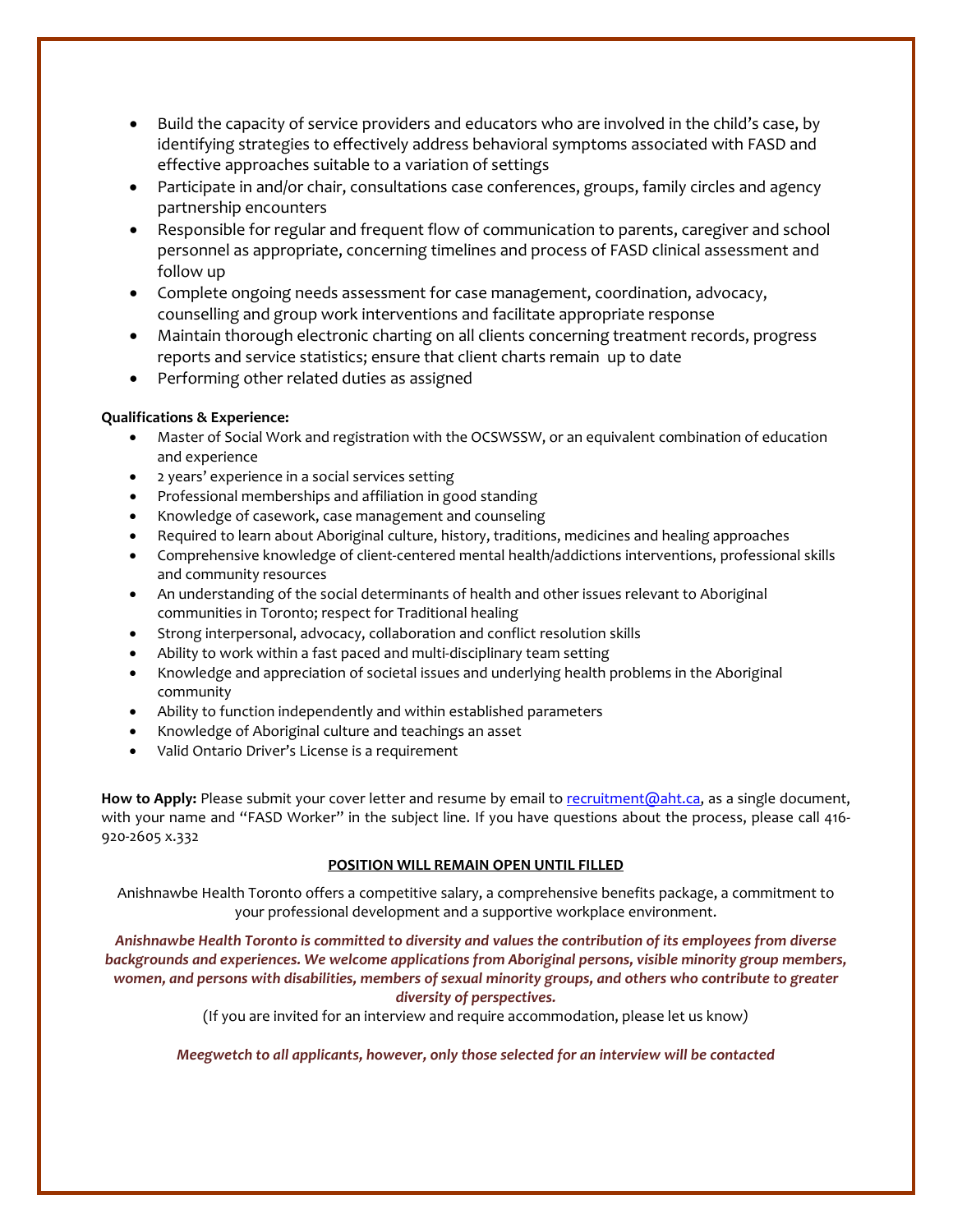- Build the capacity of service providers and educators who are involved in the child's case, by identifying strategies to effectively address behavioral symptoms associated with FASD and effective approaches suitable to a variation of settings
- Participate in and/or chair, consultations case conferences, groups, family circles and agency partnership encounters
- Responsible for regular and frequent flow of communication to parents, caregiver and school personnel as appropriate, concerning timelines and process of FASD clinical assessment and follow up
- Complete ongoing needs assessment for case management, coordination, advocacy, counselling and group work interventions and facilitate appropriate response
- Maintain thorough electronic charting on all clients concerning treatment records, progress reports and service statistics; ensure that client charts remain up to date
- Performing other related duties as assigned

**Qualifications & Experience:**

- Master of Social Work and registration with the OCSWSSW, or an equivalent combination of education and experience
- 2 years' experience in a social services setting
- Professional memberships and affiliation in good standing
- Knowledge of casework, case management and counseling
- Required to learn about Aboriginal culture, history, traditions, medicines and healing approaches
- Comprehensive knowledge of client-centered mental health/addictions interventions, professional skills and community resources
- An understanding of the social determinants of health and other issues relevant to Aboriginal communities in Toronto; respect for Traditional healing
- Strong interpersonal, advocacy, collaboration and conflict resolution skills
- Ability to work within a fast paced and multi-disciplinary team setting
- Knowledge and appreciation of societal issues and underlying health problems in the Aboriginal community
- Ability to function independently and within established parameters
- Knowledge of Aboriginal culture and teachings an asset
- Valid Ontario Driver's License is a requirement

**How to Apply:** Please submit your cover letter and resume by email to recruitment@aht.ca, as a single document, with your name and "FASD Worker" in the subject line. If you have questions about the process, please call 416-920-2605 x.332

**POSITION WILL REMAIN OPEN UNTIL FILLED**

Anishnawbe Health Toronto offers a competitive salary, a comprehensive benefits package, a commitment to your professional development and a supportive workplace environment.

***Anishnawbe Health Toronto is committed to diversity and values the contribution of its employees from diverse backgrounds and experiences. We welcome applications from Aboriginal persons, visible minority group members, women, and persons with disabilities, members of sexual minority groups, and others who contribute to greater diversity of perspectives.***

(If you are invited for an interview and require accommodation, please let us know)

***Meegwetch to all applicants, however, only those selected for an interview will be contacted***